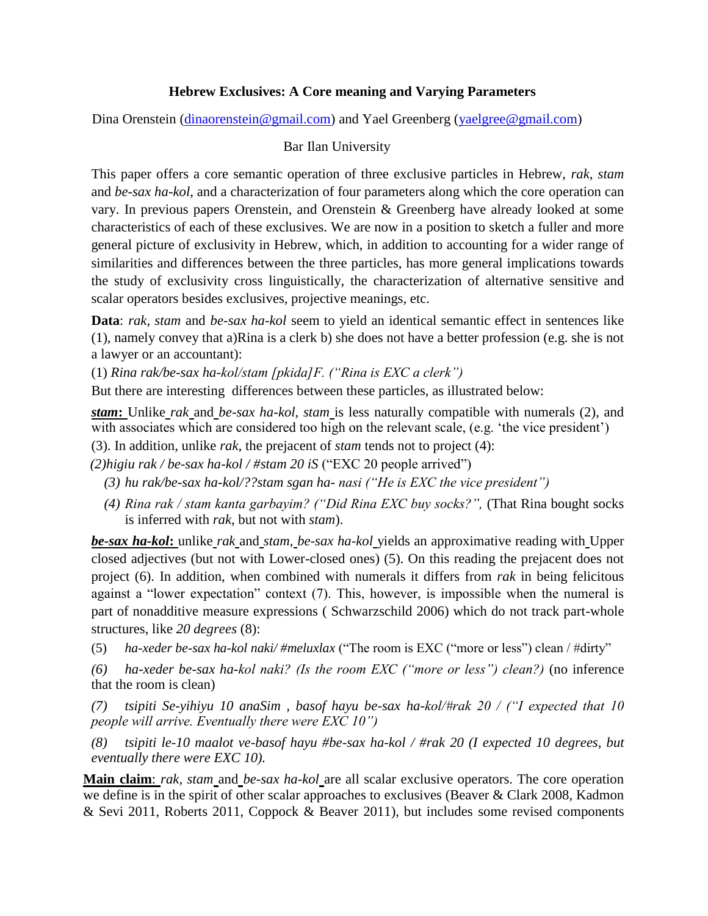# Hebrew Exclusives: A Core meaning and Varying Parameters

Dina Orenstein (dinaorenstein@gmail.com) and Yael Greenberg (yaelgree@gmail.com)

Bar Ilan University

This paper offers a core semantic operation of three exclusive particles in Hebrew, *rak*, *stam* and *be-sax ha-kol*, and a characterization of four parameters along which the core operation can vary. In previous papers Orenstein, and Orenstein & Greenberg have already looked at some characteristics of each of these exclusives. We are now in a position to sketch a fuller and more general picture of exclusivity in Hebrew, which, in addition to accounting for a wider range of similarities and differences between the three particles, has more general implications towards the study of exclusivity cross linguistically, the characterization of alternative sensitive and scalar operators besides exclusives, projective meanings, etc.

**Data**: *rak*, *stam* and *be-sax ha-kol* seem to yield an identical semantic effect in sentences like (1), namely convey that a)Rina is a clerk b) she does not have a better profession (e.g. she is not a lawyer or an accountant):

(1) *Rina rak/be-sax ha-kol/stam [pkida]F. ("Rina is EXC a clerk")*

But there are interesting differences between these particles, as illustrated below:

***stam*:** Unlike *rak* and *be-sax ha-kol*, *stam* is less naturally compatible with numerals (2), and with associates which are considered too high on the relevant scale, (e.g. 'the vice president') (3). In addition, unlike *rak*, the prejacent of *stam* tends not to project (4):

(2) *higiu rak / be-sax ha-kol / #stam 20 iS* ("EXC 20 people arrived")

(3) *hu rak/be-sax ha-kol/??stam sgan ha- nasi ("He is EXC the vice president")*

(4) *Rina rak / stam kanta garbayim? ("Did Rina EXC buy socks?",* (That Rina bought socks is inferred with *rak*, but not with *stam*).

***be-sax ha-kol*:** unlike *rak* and *stam*, *be-sax ha-kol* yields an approximative reading with Upper closed adjectives (but not with Lower-closed ones) (5). On this reading the prejacent does not project (6). In addition, when combined with numerals it differs from *rak* in being felicitous against a "lower expectation" context (7). This, however, is impossible when the numeral is part of nonadditive measure expressions ( Schwarzschild 2006) which do not track part-whole structures, like *20 degrees* (8):

(5) *ha-xeder be-sax ha-kol naki/ #meluxlax* ("The room is EXC ("more or less") clean / #dirty"

*(6) ha-xeder be-sax ha-kol naki? (Is the room EXC ("more or less") clean?)* (no inference that the room is clean)

*(7) tsipiti Se-yihiyu 10 anaSim , basof hayu be-sax ha-kol/#rak 20 / ("I expected that 10 people will arrive. Eventually there were EXC 10")*

*(8) tsipiti le-10 maalot ve-basof hayu #be-sax ha-kol / #rak 20 (I expected 10 degrees, but eventually there were EXC 10).*

**Main claim**: *rak*, *stam* and *be-sax ha-kol* are all scalar exclusive operators. The core operation we define is in the spirit of other scalar approaches to exclusives (Beaver & Clark 2008, Kadmon & Sevi 2011, Roberts 2011, Coppock & Beaver 2011), but includes some revised components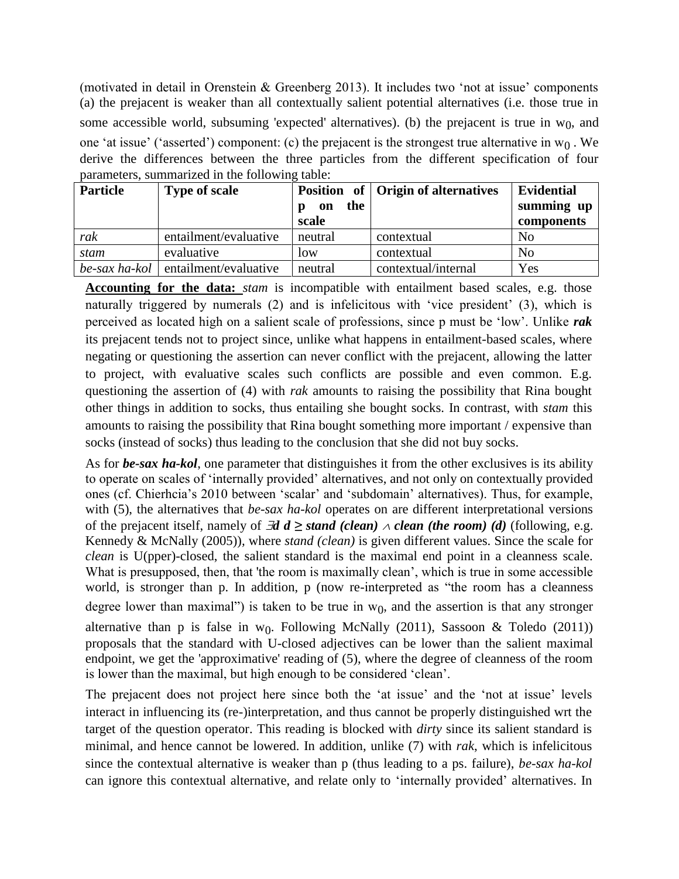(motivated in detail in Orenstein & Greenberg 2013). It includes two 'not at issue' components (a) the prejacent is weaker than all contextually salient potential alternatives (i.e. those true in some accessible world, subsuming 'expected' alternatives). (b) the prejacent is true in $w_0$, and one 'at issue' ('asserted') component: (c) the prejacent is the strongest true alternative in $w_0$. We derive the differences between the three particles from the different specification of four parameters, summarized in the following table:

| Particle | Type of scale | Position of p on the scale | Origin of alternatives | Evidential summing up components |
|---|---|---|---|---|
| *rak* | entailment/evaluative | neutral | contextual | No |
| *stam* | evaluative | low | contextual | No |
| *be-sax ha-kol* | entailment/evaluative | neutral | contextual/internal | Yes |

**Accounting for the data:** *stam* is incompatible with entailment based scales, e.g. those naturally triggered by numerals (2) and is infelicitous with 'vice president' (3), which is perceived as located high on a salient scale of professions, since p must be 'low'. Unlike ***rak*** its prejacent tends not to project since, unlike what happens in entailment-based scales, where negating or questioning the assertion can never conflict with the prejacent, allowing the latter to project, with evaluative scales such conflicts are possible and even common. E.g. questioning the assertion of (4) with *rak* amounts to raising the possibility that Rina bought other things in addition to socks, thus entailing she bought socks. In contrast, with *stam* this amounts to raising the possibility that Rina bought something more important / expensive than socks (instead of socks) thus leading to the conclusion that she did not buy socks.

As for ***be-sax ha-kol***, one parameter that distinguishes it from the other exclusives is its ability to operate on scales of 'internally provided' alternatives, and not only on contextually provided ones (cf. Chierhcia's 2010 between 'scalar' and 'subdomain' alternatives). Thus, for example, with (5), the alternatives that *be-sax ha-kol* operates on are different interpretational versions of the prejacent itself, namely of $\exists d\ d \geq stand\ (clean) \wedge clean\ (the\ room)\ (d)$ (following, e.g. Kennedy & McNally (2005)), where *stand (clean)* is given different values. Since the scale for *clean* is U(pper)-closed, the salient standard is the maximal end point in a cleanness scale. What is presupposed, then, that 'the room is maximally clean', which is true in some accessible world, is stronger than p. In addition, p (now re-interpreted as "the room has a cleanness degree lower than maximal") is taken to be true in $w_0$, and the assertion is that any stronger alternative than p is false in $w_0$. Following McNally (2011), Sassoon & Toledo (2011)) proposals that the standard with U-closed adjectives can be lower than the salient maximal endpoint, we get the 'approximative' reading of (5), where the degree of cleanness of the room is lower than the maximal, but high enough to be considered 'clean'.

The prejacent does not project here since both the 'at issue' and the 'not at issue' levels interact in influencing its (re-)interpretation, and thus cannot be properly distinguished wrt the target of the question operator. This reading is blocked with *dirty* since its salient standard is minimal, and hence cannot be lowered. In addition, unlike (7) with *rak*, which is infelicitous since the contextual alternative is weaker than p (thus leading to a ps. failure), *be-sax ha-kol* can ignore this contextual alternative, and relate only to 'internally provided' alternatives. In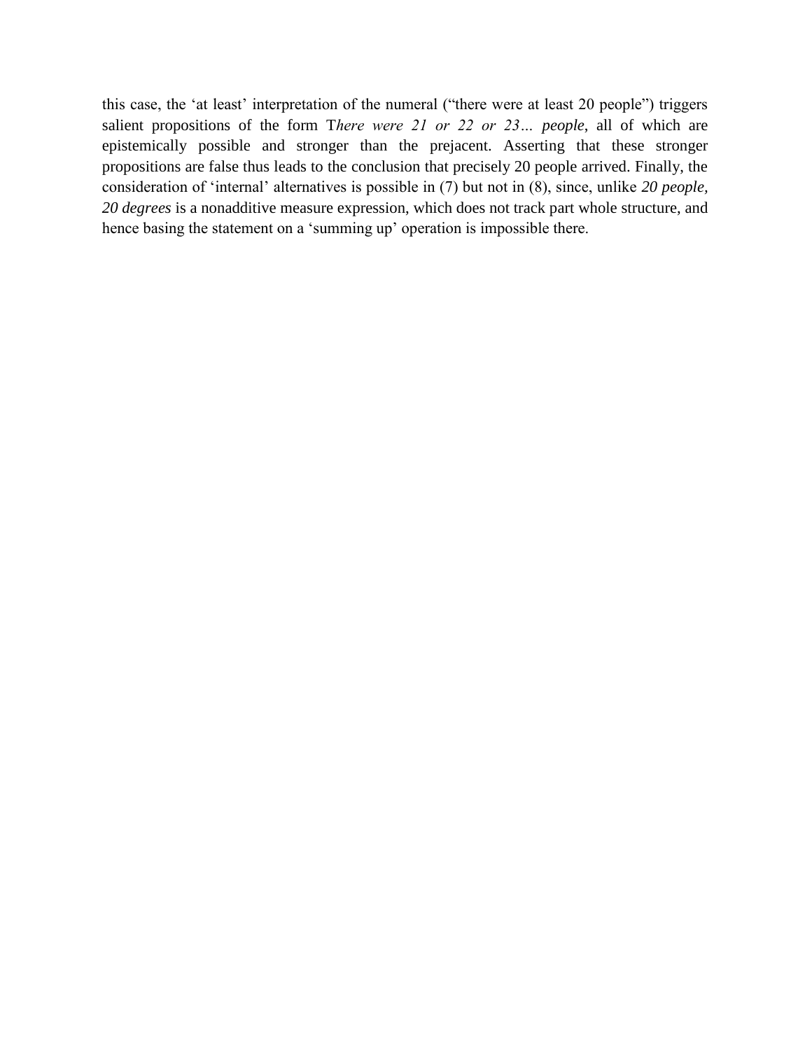this case, the 'at least' interpretation of the numeral ("there were at least 20 people") triggers salient propositions of the form T*here were 21 or 22 or 23… people*, all of which are epistemically possible and stronger than the prejacent. Asserting that these stronger propositions are false thus leads to the conclusion that precisely 20 people arrived. Finally, the consideration of 'internal' alternatives is possible in (7) but not in (8), since, unlike *20 people, 20 degrees* is a nonadditive measure expression, which does not track part whole structure, and hence basing the statement on a 'summing up' operation is impossible there.